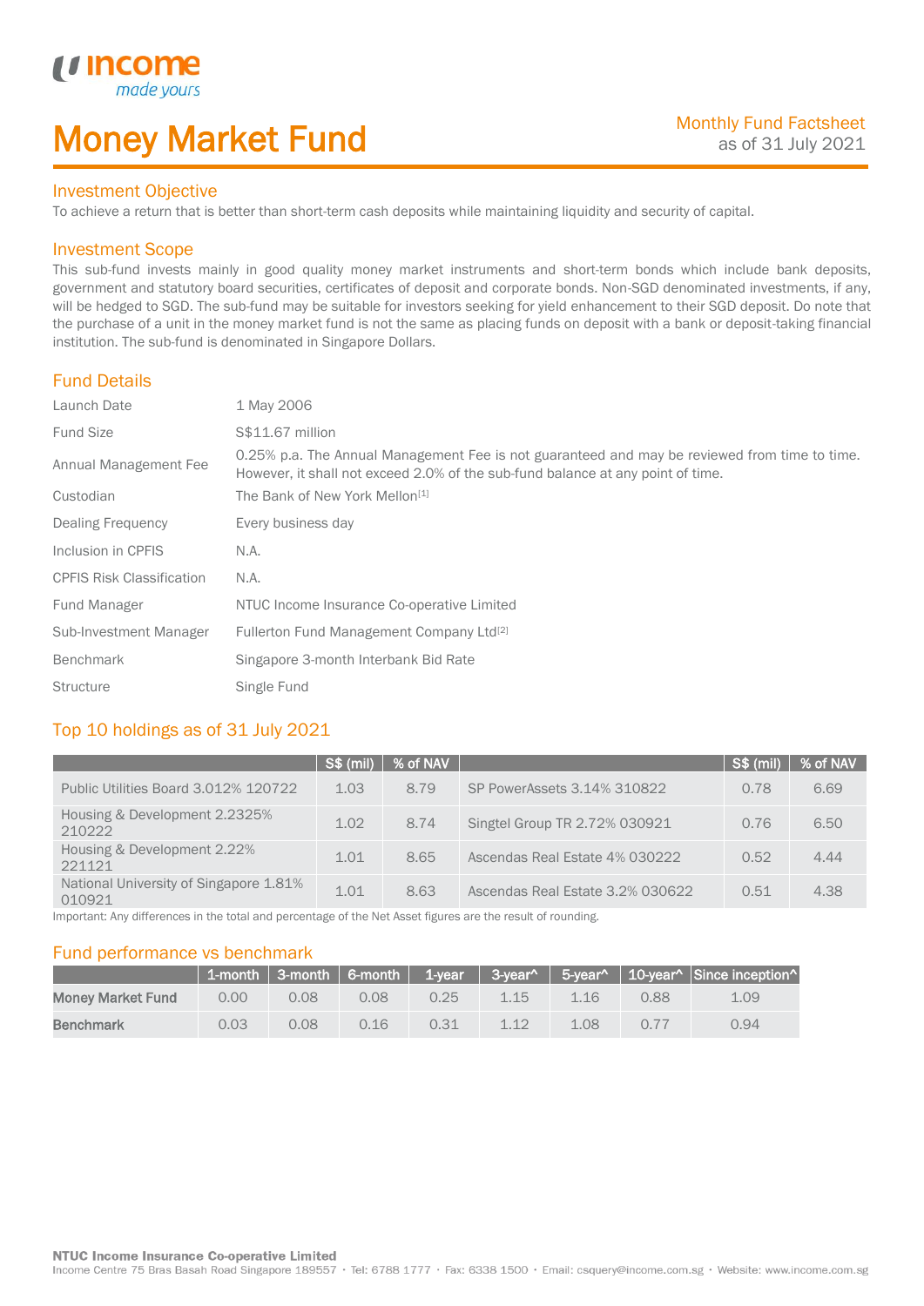# Money Market Fund

Monthly Fund Factsheet
as of 31 July 2021

## Investment Objective

To achieve a return that is better than short-term cash deposits while maintaining liquidity and security of capital.

## Investment Scope

This sub-fund invests mainly in good quality money market instruments and short-term bonds which include bank deposits, government and statutory board securities, certificates of deposit and corporate bonds. Non-SGD denominated investments, if any, will be hedged to SGD. The sub-fund may be suitable for investors seeking for yield enhancement to their SGD deposit. Do note that the purchase of a unit in the money market fund is not the same as placing funds on deposit with a bank or deposit-taking financial institution. The sub-fund is denominated in Singapore Dollars.

## Fund Details

| | |
|---|---|
| Launch Date | 1 May 2006 |
| Fund Size | S$11.67 million |
| Annual Management Fee | 0.25% p.a. The Annual Management Fee is not guaranteed and may be reviewed from time to time. However, it shall not exceed 2.0% of the sub-fund balance at any point of time. |
| Custodian | The Bank of New York Mellon[1] |
| Dealing Frequency | Every business day |
| Inclusion in CPFIS | N.A. |
| CPFIS Risk Classification | N.A. |
| Fund Manager | NTUC Income Insurance Co-operative Limited |
| Sub-Investment Manager | Fullerton Fund Management Company Ltd[2] |
| Benchmark | Singapore 3-month Interbank Bid Rate |
| Structure | Single Fund |

## Top 10 holdings as of 31 July 2021

| | S$ (mil) | % of NAV | | S$ (mil) | % of NAV |
|---|---|---|---|---|---|
| Public Utilities Board 3.012% 120722 | 1.03 | 8.79 | SP PowerAssets 3.14% 310822 | 0.78 | 6.69 |
| Housing & Development 2.2325% 210222 | 1.02 | 8.74 | Singtel Group TR 2.72% 030921 | 0.76 | 6.50 |
| Housing & Development 2.22% 221121 | 1.01 | 8.65 | Ascendas Real Estate 4% 030222 | 0.52 | 4.44 |
| National University of Singapore 1.81% 010921 | 1.01 | 8.63 | Ascendas Real Estate 3.2% 030622 | 0.51 | 4.38 |

Important: Any differences in the total and percentage of the Net Asset figures are the result of rounding.

## Fund performance vs benchmark

| | 1-month | 3-month | 6-month | 1-year | 3-year^ | 5-year^ | 10-year^ | Since inception^ |
|---|---|---|---|---|---|---|---|---|
| **Money Market Fund** | 0.00 | 0.08 | 0.08 | 0.25 | 1.15 | 1.16 | 0.88 | 1.09 |
| **Benchmark** | 0.03 | 0.08 | 0.16 | 0.31 | 1.12 | 1.08 | 0.77 | 0.94 |

**NTUC Income Insurance Co-operative Limited**
Income Centre 75 Bras Basah Road Singapore 189557 • Tel: 6788 1777 • Fax: 6338 1500 • Email: csquery@income.com.sg • Website: www.income.com.sg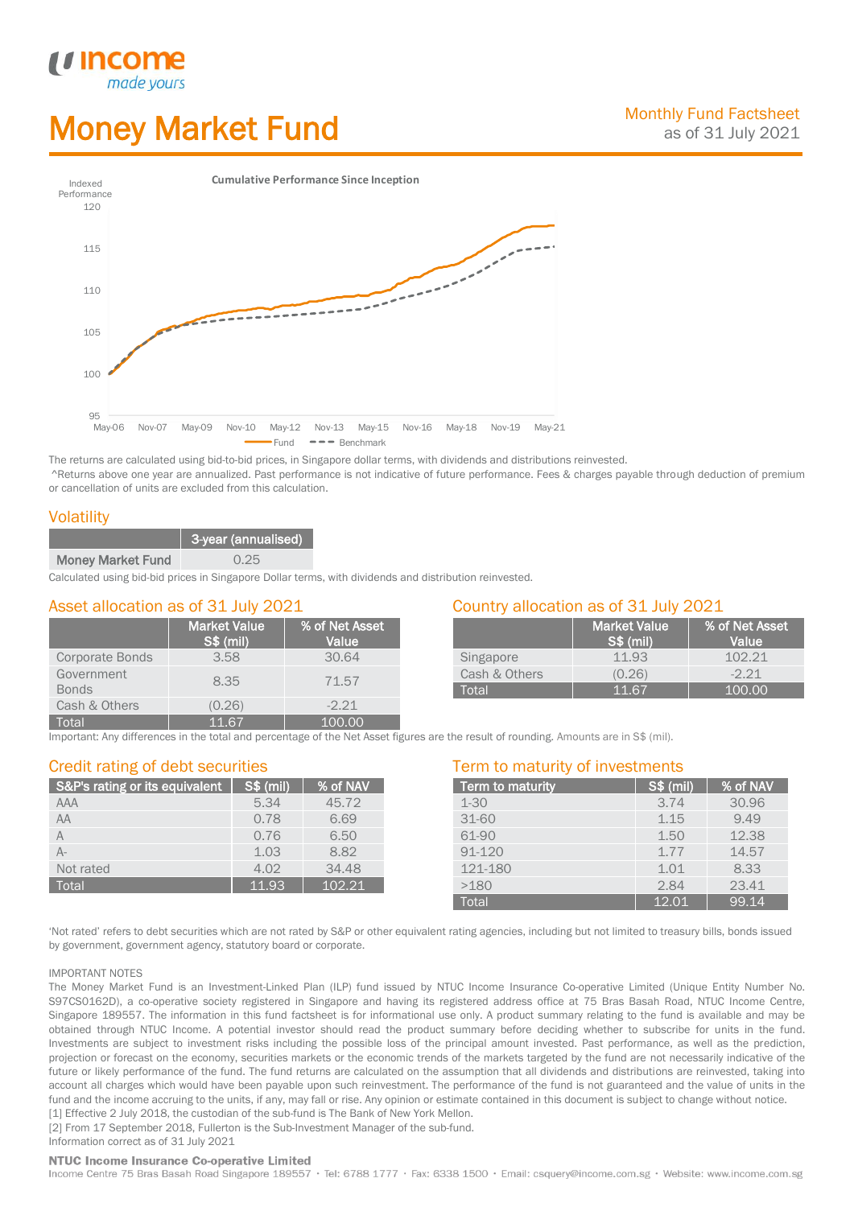income
made yours

# Money Market Fund

Monthly Fund Factsheet
as of 31 July 2021

Cumulative Performance Since Inception

Indexed Performance

120
115
110
105
100
95

May-06 Nov-07 May-09 Nov-10 May-12 Nov-13 May-15 Nov-16 May-18 Nov-19 May-21

Fund
Benchmark

The returns are calculated using bid-to-bid prices, in Singapore dollar terms, with dividends and distributions reinvested.
^Returns above one year are annualized. Past performance is not indicative of future performance. Fees & charges payable through deduction of premium or cancellation of units are excluded from this calculation.

## Volatility

| | 3-year (annualised) |
|---|---|
| Money Market Fund | 0.25 |

Calculated using bid-bid prices in Singapore Dollar terms, with dividends and distribution reinvested.

## Asset allocation as of 31 July 2021

| | Market Value S$ (mil) | % of Net Asset Value |
|---|---|---|
| Corporate Bonds | 3.58 | 30.64 |
| Government Bonds | 8.35 | 71.57 |
| Cash & Others | (0.26) | -2.21 |
| Total | 11.67 | 100.00 |

## Country allocation as of 31 July 2021

| | Market Value S$ (mil) | % of Net Asset Value |
|---|---|---|
| Singapore | 11.93 | 102.21 |
| Cash & Others | (0.26) | -2.21 |
| Total | 11.67 | 100.00 |

Important: Any differences in the total and percentage of the Net Asset figures are the result of rounding. Amounts are in S$ (mil).

## Credit rating of debt securities

| S&P's rating or its equivalent | S$ (mil) | % of NAV |
|---|---|---|
| AAA | 5.34 | 45.72 |
| AA | 0.78 | 6.69 |
| A | 0.76 | 6.50 |
| A- | 1.03 | 8.82 |
| Not rated | 4.02 | 34.48 |
| Total | 11.93 | 102.21 |

## Term to maturity of investments

| Term to maturity | S$ (mil) | % of NAV |
|---|---|---|
| 1-30 | 3.74 | 30.96 |
| 31-60 | 1.15 | 9.49 |
| 61-90 | 1.50 | 12.38 |
| 91-120 | 1.77 | 14.57 |
| 121-180 | 1.01 | 8.33 |
| >180 | 2.84 | 23.41 |
| Total | 12.01 | 99.14 |

'Not rated' refers to debt securities which are not rated by S&P or other equivalent rating agencies, including but not limited to treasury bills, bonds issued by government, government agency, statutory board or corporate.

IMPORTANT NOTES

The Money Market Fund is an Investment-Linked Plan (ILP) fund issued by NTUC Income Insurance Co-operative Limited (Unique Entity Number No. S97CS0162D), a co-operative society registered in Singapore and having its registered address office at 75 Bras Basah Road, NTUC Income Centre, Singapore 189557. The information in this fund factsheet is for informational use only. A product summary relating to the fund is available and may be obtained through NTUC Income. A potential investor should read the product summary before deciding whether to subscribe for units in the fund. Investments are subject to investment risks including the possible loss of the principal amount invested. Past performance, as well as the prediction, projection or forecast on the economy, securities markets or the economic trends of the markets targeted by the fund are not necessarily indicative of the future or likely performance of the fund. The fund returns are calculated on the assumption that all dividends and distributions are reinvested, taking into account all charges which would have been payable upon such reinvestment. The performance of the fund is not guaranteed and the value of units in the fund and the income accruing to the units, if any, may fall or rise. Any opinion or estimate contained in this document is subject to change without notice.
[1] Effective 2 July 2018, the custodian of the sub-fund is The Bank of New York Mellon.
[2] From 17 September 2018, Fullerton is the Sub-Investment Manager of the sub-fund.
Information correct as of 31 July 2021

**NTUC Income Insurance Co-operative Limited**
Income Centre 75 Bras Basah Road Singapore 189557 · Tel: 6788 1777 · Fax: 6338 1500 · Email: csquery@income.com.sg · Website: www.income.com.sg